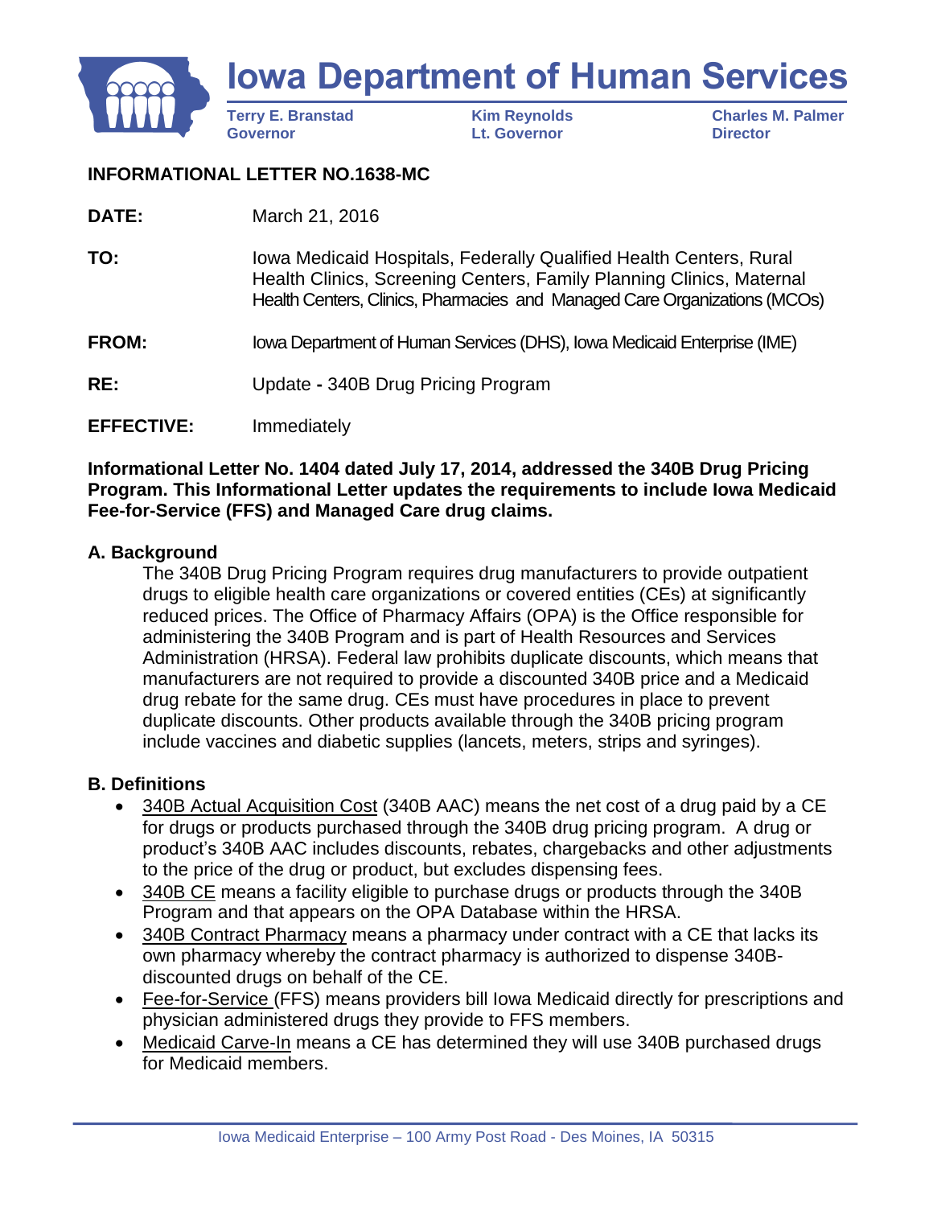# Iowa Department of Human Services

**Terry E. Branstad**
**Governor**

**Kim Reynolds**
**Lt. Governor**

**Charles M. Palmer**
**Director**

**INFORMATIONAL LETTER NO.1638-MC**

**DATE:** March 21, 2016

**TO:** Iowa Medicaid Hospitals, Federally Qualified Health Centers, Rural Health Clinics, Screening Centers, Family Planning Clinics, Maternal Health Centers, Clinics, Pharmacies and Managed Care Organizations (MCOs)

**FROM:** Iowa Department of Human Services (DHS), Iowa Medicaid Enterprise (IME)

**RE:** Update **-** 340B Drug Pricing Program

**EFFECTIVE:** Immediately

**Informational Letter No. 1404 dated July 17, 2014, addressed the 340B Drug Pricing Program. This Informational Letter updates the requirements to include Iowa Medicaid Fee-for-Service (FFS) and Managed Care drug claims.**

## A. Background

The 340B Drug Pricing Program requires drug manufacturers to provide outpatient drugs to eligible health care organizations or covered entities (CEs) at significantly reduced prices. The Office of Pharmacy Affairs (OPA) is the Office responsible for administering the 340B Program and is part of Health Resources and Services Administration (HRSA). Federal law prohibits duplicate discounts, which means that manufacturers are not required to provide a discounted 340B price and a Medicaid drug rebate for the same drug. CEs must have procedures in place to prevent duplicate discounts. Other products available through the 340B pricing program include vaccines and diabetic supplies (lancets, meters, strips and syringes).

## B. Definitions

- <u>340B Actual Acquisition Cost</u> (340B AAC) means the net cost of a drug paid by a CE for drugs or products purchased through the 340B drug pricing program. A drug or product's 340B AAC includes discounts, rebates, chargebacks and other adjustments to the price of the drug or product, but excludes dispensing fees.
- <u>340B CE</u> means a facility eligible to purchase drugs or products through the 340B Program and that appears on the OPA Database within the HRSA.
- <u>340B Contract Pharmacy</u> means a pharmacy under contract with a CE that lacks its own pharmacy whereby the contract pharmacy is authorized to dispense 340B-discounted drugs on behalf of the CE.
- <u>Fee-for-Service</u> (FFS) means providers bill Iowa Medicaid directly for prescriptions and physician administered drugs they provide to FFS members.
- <u>Medicaid Carve-In</u> means a CE has determined they will use 340B purchased drugs for Medicaid members.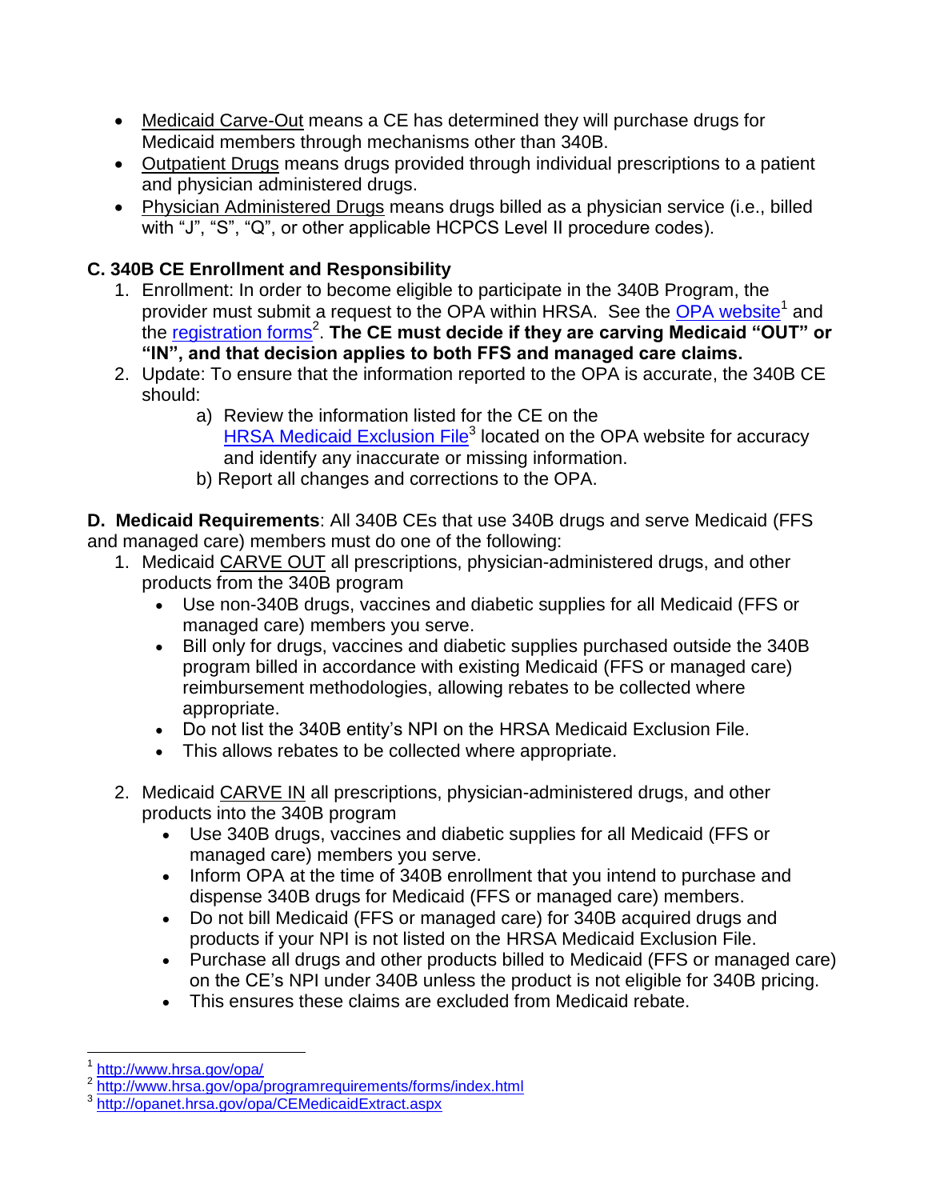- <u>Medicaid Carve-Out</u> means a CE has determined they will purchase drugs for Medicaid members through mechanisms other than 340B.
- <u>Outpatient Drugs</u> means drugs provided through individual prescriptions to a patient and physician administered drugs.
- <u>Physician Administered Drugs</u> means drugs billed as a physician service (i.e., billed with "J", "S", "Q", or other applicable HCPCS Level II procedure codes).

**C. 340B CE Enrollment and Responsibility**

1. Enrollment: In order to become eligible to participate in the 340B Program, the provider must submit a request to the OPA within HRSA. See the [OPA website](http://www.hrsa.gov/opa/)[1] and the [registration forms](http://www.hrsa.gov/opa/programrequirements/forms/index.html)[2]. **The CE must decide if they are carving Medicaid "OUT" or "IN", and that decision applies to both FFS and managed care claims.**
2. Update: To ensure that the information reported to the OPA is accurate, the 340B CE should:
   a) Review the information listed for the CE on the [HRSA Medicaid Exclusion File](http://opanet.hrsa.gov/opa/CEMedicaidExtract.aspx)[3] located on the OPA website for accuracy and identify any inaccurate or missing information.
   b) Report all changes and corrections to the OPA.

**D. Medicaid Requirements**: All 340B CEs that use 340B drugs and serve Medicaid (FFS and managed care) members must do one of the following:

1. Medicaid <u>CARVE OUT</u> all prescriptions, physician-administered drugs, and other products from the 340B program
   - Use non-340B drugs, vaccines and diabetic supplies for all Medicaid (FFS or managed care) members you serve.
   - Bill only for drugs, vaccines and diabetic supplies purchased outside the 340B program billed in accordance with existing Medicaid (FFS or managed care) reimbursement methodologies, allowing rebates to be collected where appropriate.
   - Do not list the 340B entity's NPI on the HRSA Medicaid Exclusion File.
   - This allows rebates to be collected where appropriate.

2. Medicaid <u>CARVE IN</u> all prescriptions, physician-administered drugs, and other products into the 340B program
   - Use 340B drugs, vaccines and diabetic supplies for all Medicaid (FFS or managed care) members you serve.
   - Inform OPA at the time of 340B enrollment that you intend to purchase and dispense 340B drugs for Medicaid (FFS or managed care) members.
   - Do not bill Medicaid (FFS or managed care) for 340B acquired drugs and products if your NPI is not listed on the HRSA Medicaid Exclusion File.
   - Purchase all drugs and other products billed to Medicaid (FFS or managed care) on the CE's NPI under 340B unless the product is not eligible for 340B pricing.
   - This ensures these claims are excluded from Medicaid rebate.

---

[1] http://www.hrsa.gov/opa/
[2] http://www.hrsa.gov/opa/programrequirements/forms/index.html
[3] http://opanet.hrsa.gov/opa/CEMedicaidExtract.aspx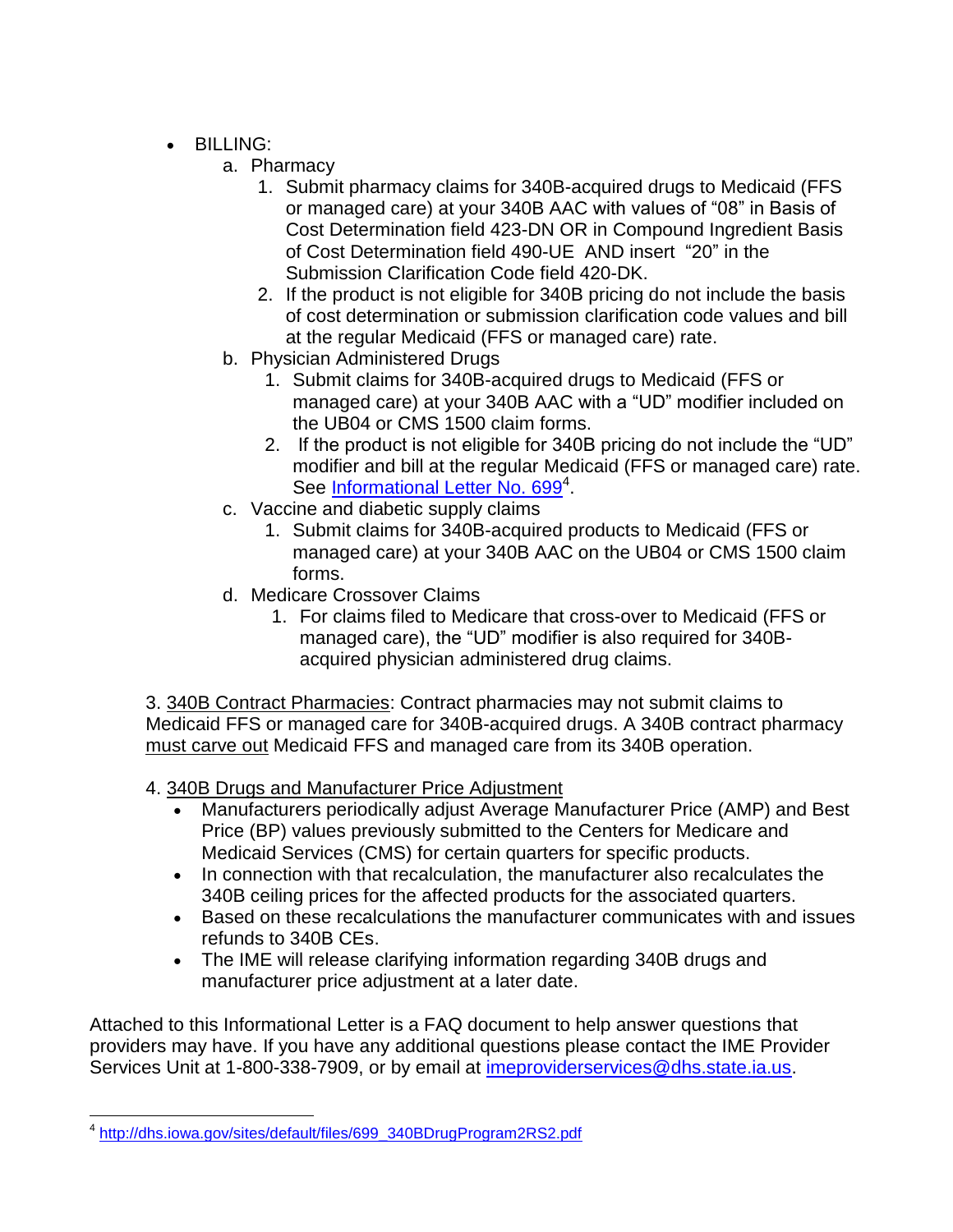- BILLING:
  a. Pharmacy
     1. Submit pharmacy claims for 340B-acquired drugs to Medicaid (FFS or managed care) at your 340B AAC with values of "08" in Basis of Cost Determination field 423-DN OR in Compound Ingredient Basis of Cost Determination field 490-UE AND insert "20" in the Submission Clarification Code field 420-DK.
     2. If the product is not eligible for 340B pricing do not include the basis of cost determination or submission clarification code values and bill at the regular Medicaid (FFS or managed care) rate.
  b. Physician Administered Drugs
     1. Submit claims for 340B-acquired drugs to Medicaid (FFS or managed care) at your 340B AAC with a "UD" modifier included on the UB04 or CMS 1500 claim forms.
     2. If the product is not eligible for 340B pricing do not include the "UD" modifier and bill at the regular Medicaid (FFS or managed care) rate. See [Informational Letter No. 699][4].
  c. Vaccine and diabetic supply claims
     1. Submit claims for 340B-acquired products to Medicaid (FFS or managed care) at your 340B AAC on the UB04 or CMS 1500 claim forms.
  d. Medicare Crossover Claims
     1. For claims filed to Medicare that cross-over to Medicaid (FFS or managed care), the "UD" modifier is also required for 340B-acquired physician administered drug claims.

3. <u>340B Contract Pharmacies</u>: Contract pharmacies may not submit claims to Medicaid FFS or managed care for 340B-acquired drugs. A 340B contract pharmacy <u>must carve out</u> Medicaid FFS and managed care from its 340B operation.

4. <u>340B Drugs and Manufacturer Price Adjustment</u>
   - Manufacturers periodically adjust Average Manufacturer Price (AMP) and Best Price (BP) values previously submitted to the Centers for Medicare and Medicaid Services (CMS) for certain quarters for specific products.
   - In connection with that recalculation, the manufacturer also recalculates the 340B ceiling prices for the affected products for the associated quarters.
   - Based on these recalculations the manufacturer communicates with and issues refunds to 340B CEs.
   - The IME will release clarifying information regarding 340B drugs and manufacturer price adjustment at a later date.

Attached to this Informational Letter is a FAQ document to help answer questions that providers may have. If you have any additional questions please contact the IME Provider Services Unit at 1-800-338-7909, or by email at imeproviderservices@dhs.state.ia.us.

---

[4] http://dhs.iowa.gov/sites/default/files/699_340BDrugProgram2RS2.pdf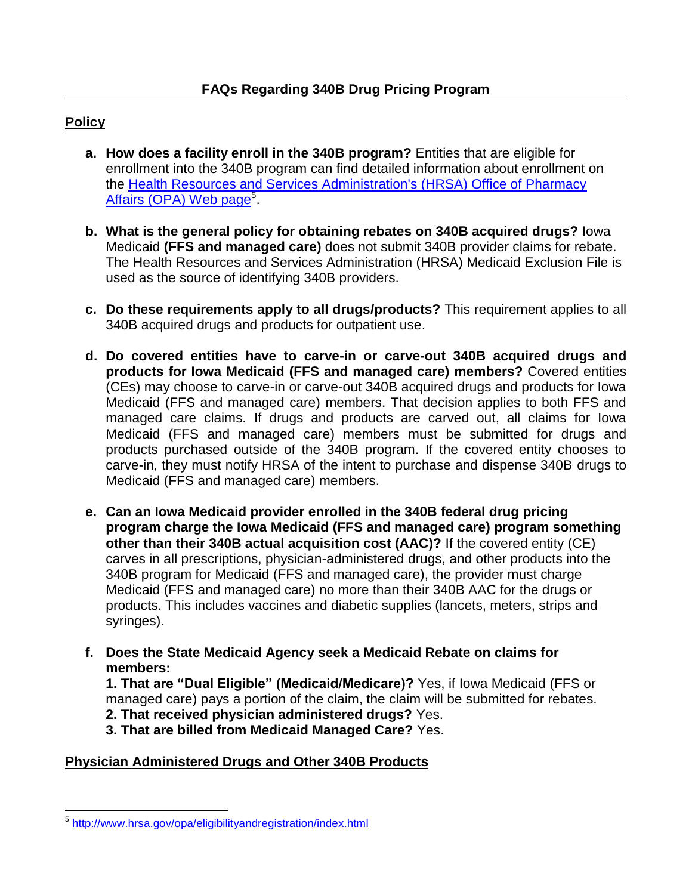## FAQs Regarding 340B Drug Pricing Program

### Policy

a. **How does a facility enroll in the 340B program?** Entities that are eligible for enrollment into the 340B program can find detailed information about enrollment on the [Health Resources and Services Administration's (HRSA) Office of Pharmacy Affairs (OPA) Web page](http://www.hrsa.gov/opa/eligibilityandregistration/index.html)[5].

b. **What is the general policy for obtaining rebates on 340B acquired drugs?** Iowa Medicaid **(FFS and managed care)** does not submit 340B provider claims for rebate. The Health Resources and Services Administration (HRSA) Medicaid Exclusion File is used as the source of identifying 340B providers.

c. **Do these requirements apply to all drugs/products?** This requirement applies to all 340B acquired drugs and products for outpatient use.

d. **Do covered entities have to carve-in or carve-out 340B acquired drugs and products for Iowa Medicaid (FFS and managed care) members?** Covered entities (CEs) may choose to carve-in or carve-out 340B acquired drugs and products for Iowa Medicaid (FFS and managed care) members. That decision applies to both FFS and managed care claims. If drugs and products are carved out, all claims for Iowa Medicaid (FFS and managed care) members must be submitted for drugs and products purchased outside of the 340B program. If the covered entity chooses to carve-in, they must notify HRSA of the intent to purchase and dispense 340B drugs to Medicaid (FFS and managed care) members.

e. **Can an Iowa Medicaid provider enrolled in the 340B federal drug pricing program charge the Iowa Medicaid (FFS and managed care) program something other than their 340B actual acquisition cost (AAC)?** If the covered entity (CE) carves in all prescriptions, physician-administered drugs, and other products into the 340B program for Medicaid (FFS and managed care), the provider must charge Medicaid (FFS and managed care) no more than their 340B AAC for the drugs or products. This includes vaccines and diabetic supplies (lancets, meters, strips and syringes).

f. **Does the State Medicaid Agency seek a Medicaid Rebate on claims for members:**
**1. That are "Dual Eligible" (Medicaid/Medicare)?** Yes, if Iowa Medicaid (FFS or managed care) pays a portion of the claim, the claim will be submitted for rebates.
**2. That received physician administered drugs?** Yes.
**3. That are billed from Medicaid Managed Care?** Yes.

### Physician Administered Drugs and Other 340B Products

---

[5] http://www.hrsa.gov/opa/eligibilityandregistration/index.html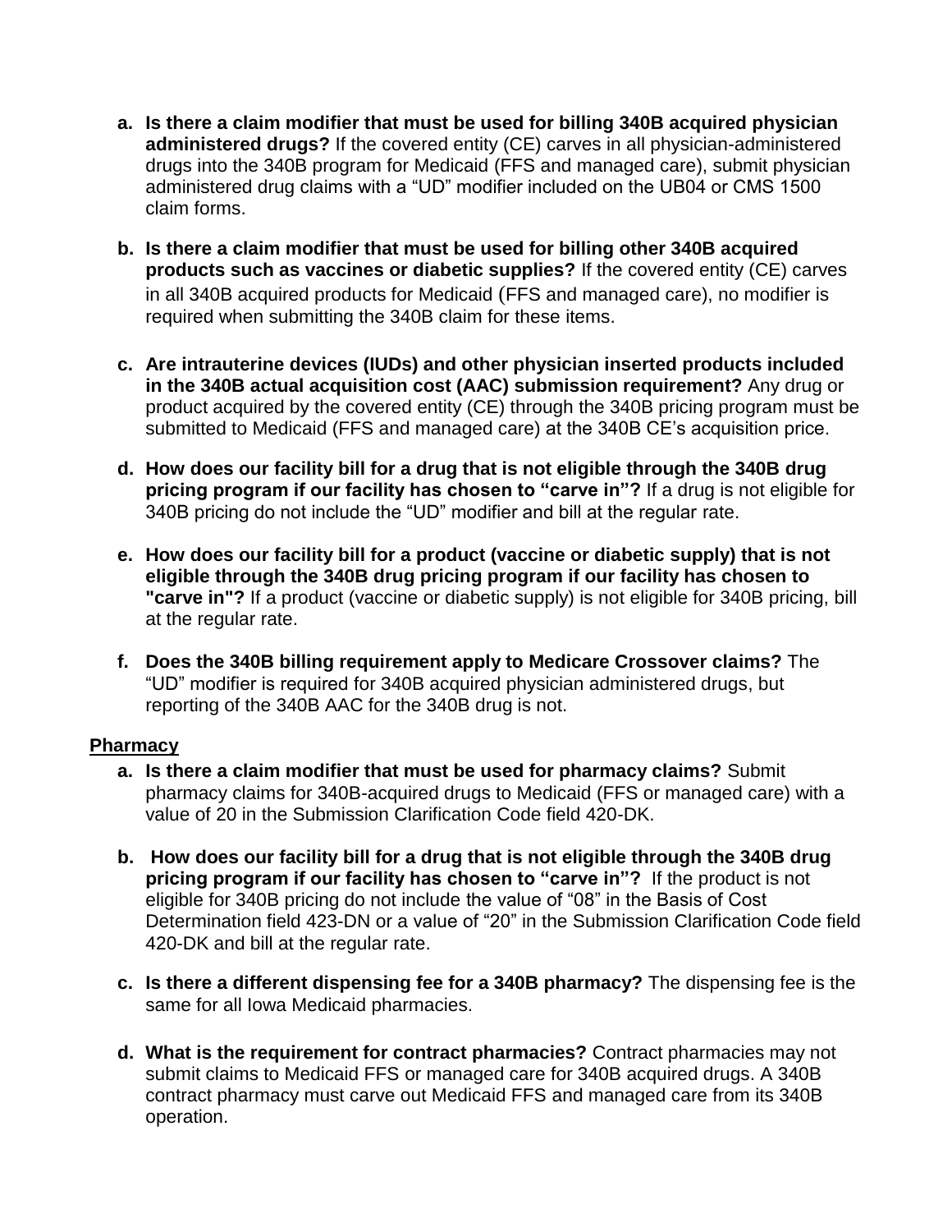a. **Is there a claim modifier that must be used for billing 340B acquired physician administered drugs?** If the covered entity (CE) carves in all physician-administered drugs into the 340B program for Medicaid (FFS and managed care), submit physician administered drug claims with a "UD" modifier included on the UB04 or CMS 1500 claim forms.

b. **Is there a claim modifier that must be used for billing other 340B acquired products such as vaccines or diabetic supplies?** If the covered entity (CE) carves in all 340B acquired products for Medicaid (FFS and managed care), no modifier is required when submitting the 340B claim for these items.

c. **Are intrauterine devices (IUDs) and other physician inserted products included in the 340B actual acquisition cost (AAC) submission requirement?** Any drug or product acquired by the covered entity (CE) through the 340B pricing program must be submitted to Medicaid (FFS and managed care) at the 340B CE's acquisition price.

d. **How does our facility bill for a drug that is not eligible through the 340B drug pricing program if our facility has chosen to "carve in"?** If a drug is not eligible for 340B pricing do not include the "UD" modifier and bill at the regular rate.

e. **How does our facility bill for a product (vaccine or diabetic supply) that is not eligible through the 340B drug pricing program if our facility has chosen to "carve in"?** If a product (vaccine or diabetic supply) is not eligible for 340B pricing, bill at the regular rate.

f. **Does the 340B billing requirement apply to Medicare Crossover claims?** The "UD" modifier is required for 340B acquired physician administered drugs, but reporting of the 340B AAC for the 340B drug is not.

**Pharmacy**

a. **Is there a claim modifier that must be used for pharmacy claims?** Submit pharmacy claims for 340B-acquired drugs to Medicaid (FFS or managed care) with a value of 20 in the Submission Clarification Code field 420-DK.

b. **How does our facility bill for a drug that is not eligible through the 340B drug pricing program if our facility has chosen to "carve in"?** If the product is not eligible for 340B pricing do not include the value of "08" in the Basis of Cost Determination field 423-DN or a value of "20" in the Submission Clarification Code field 420-DK and bill at the regular rate.

c. **Is there a different dispensing fee for a 340B pharmacy?** The dispensing fee is the same for all Iowa Medicaid pharmacies.

d. **What is the requirement for contract pharmacies?** Contract pharmacies may not submit claims to Medicaid FFS or managed care for 340B acquired drugs. A 340B contract pharmacy must carve out Medicaid FFS and managed care from its 340B operation.